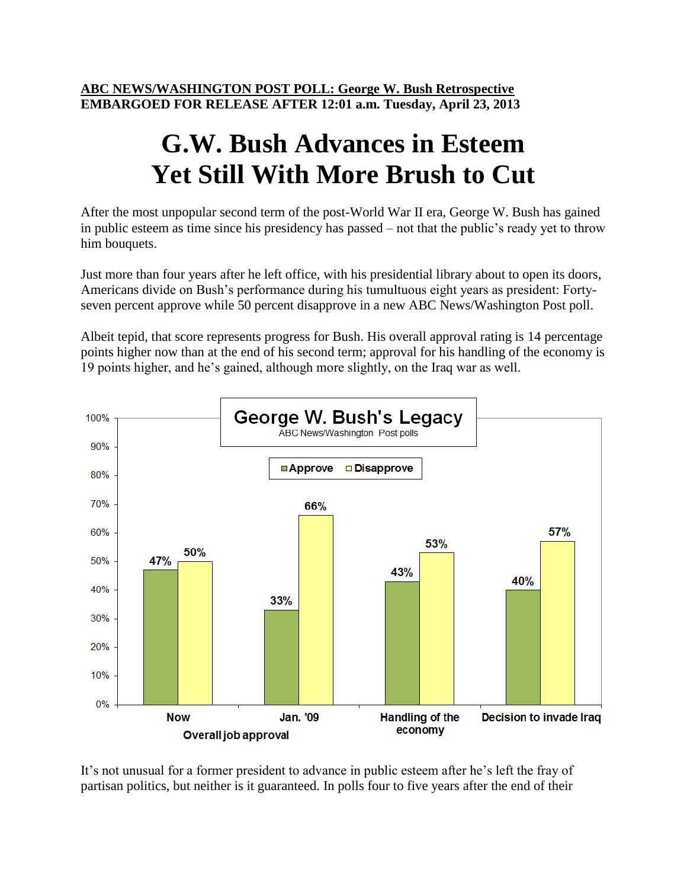**ABC NEWS/WASHINGTON POST POLL: George W. Bush Retrospective**
**EMBARGOED FOR RELEASE AFTER 12:01 a.m. Tuesday, April 23, 2013**

# G.W. Bush Advances in Esteem Yet Still With More Brush to Cut

After the most unpopular second term of the post-World War II era, George W. Bush has gained in public esteem as time since his presidency has passed – not that the public's ready yet to throw him bouquets.

Just more than four years after he left office, with his presidential library about to open its doors, Americans divide on Bush's performance during his tumultuous eight years as president: Forty-seven percent approve while 50 percent disapprove in a new ABC News/Washington Post poll.

Albeit tepid, that score represents progress for Bush. His overall approval rating is 14 percentage points higher now than at the end of his second term; approval for his handling of the economy is 19 points higher, and he's gained, although more slightly, on the Iraq war as well.

**George W. Bush's Legacy**
ABC News/Washington Post polls

| | Approve | Disapprove |
|---|---|---|
| Overall job approval: Now | 47% | 50% |
| Overall job approval: Jan. '09 | 33% | 66% |
| Handling of the economy | 43% | 53% |
| Decision to invade Iraq | 40% | 57% |

It's not unusual for a former president to advance in public esteem after he's left the fray of partisan politics, but neither is it guaranteed. In polls four to five years after the end of their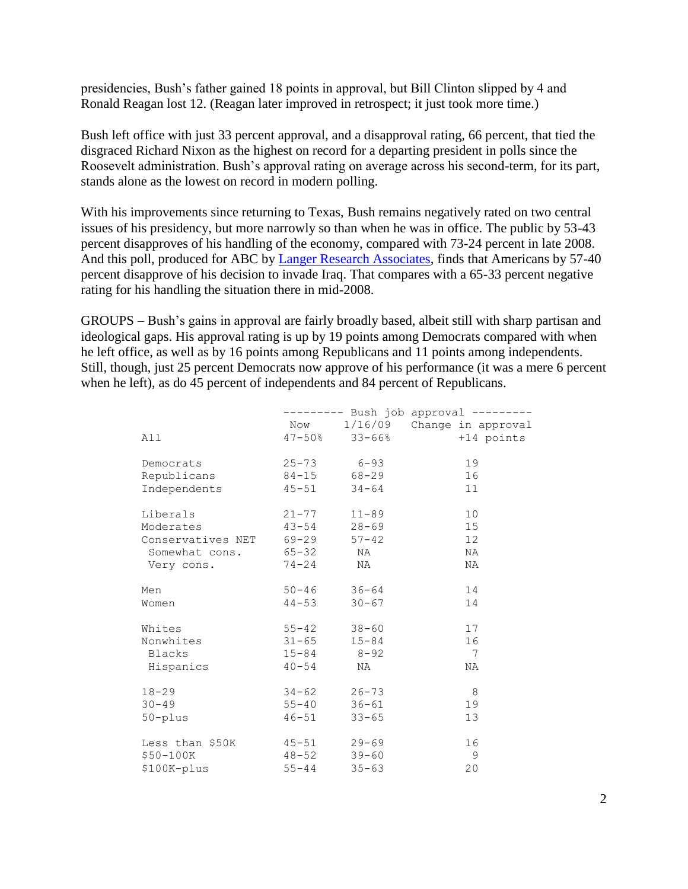presidencies, Bush's father gained 18 points in approval, but Bill Clinton slipped by 4 and Ronald Reagan lost 12. (Reagan later improved in retrospect; it just took more time.)

Bush left office with just 33 percent approval, and a disapproval rating, 66 percent, that tied the disgraced Richard Nixon as the highest on record for a departing president in polls since the Roosevelt administration. Bush's approval rating on average across his second-term, for its part, stands alone as the lowest on record in modern polling.

With his improvements since returning to Texas, Bush remains negatively rated on two central issues of his presidency, but more narrowly so than when he was in office. The public by 53-43 percent disapproves of his handling of the economy, compared with 73-24 percent in late 2008. And this poll, produced for ABC by [Langer Research Associates](), finds that Americans by 57-40 percent disapprove of his decision to invade Iraq. That compares with a 65-33 percent negative rating for his handling the situation there in mid-2008.

GROUPS – Bush's gains in approval are fairly broadly based, albeit still with sharp partisan and ideological gaps. His approval rating is up by 19 points among Democrats compared with when he left office, as well as by 16 points among Republicans and 11 points among independents. Still, though, just 25 percent Democrats now approve of his performance (it was a mere 6 percent when he left), as do 45 percent of independents and 84 percent of Republicans.

| | Bush job approval | | |
|---|---|---|---|
| | Now | 1/16/09 | Change in approval |
| All | 47-50% | 33-66% | +14 points |
| | | | |
| Democrats | 25-73 | 6-93 | 19 |
| Republicans | 84-15 | 68-29 | 16 |
| Independents | 45-51 | 34-64 | 11 |
| | | | |
| Liberals | 21-77 | 11-89 | 10 |
| Moderates | 43-54 | 28-69 | 15 |
| Conservatives NET | 69-29 | 57-42 | 12 |
| Somewhat cons. | 65-32 | NA | NA |
| Very cons. | 74-24 | NA | NA |
| | | | |
| Men | 50-46 | 36-64 | 14 |
| Women | 44-53 | 30-67 | 14 |
| | | | |
| Whites | 55-42 | 38-60 | 17 |
| Nonwhites | 31-65 | 15-84 | 16 |
| Blacks | 15-84 | 8-92 | 7 |
| Hispanics | 40-54 | NA | NA |
| | | | |
| 18-29 | 34-62 | 26-73 | 8 |
| 30-49 | 55-40 | 36-61 | 19 |
| 50-plus | 46-51 | 33-65 | 13 |
| | | | |
| Less than $50K | 45-51 | 29-69 | 16 |
| $50-100K | 48-52 | 39-60 | 9 |
| $100K-plus | 55-44 | 35-63 | 20 |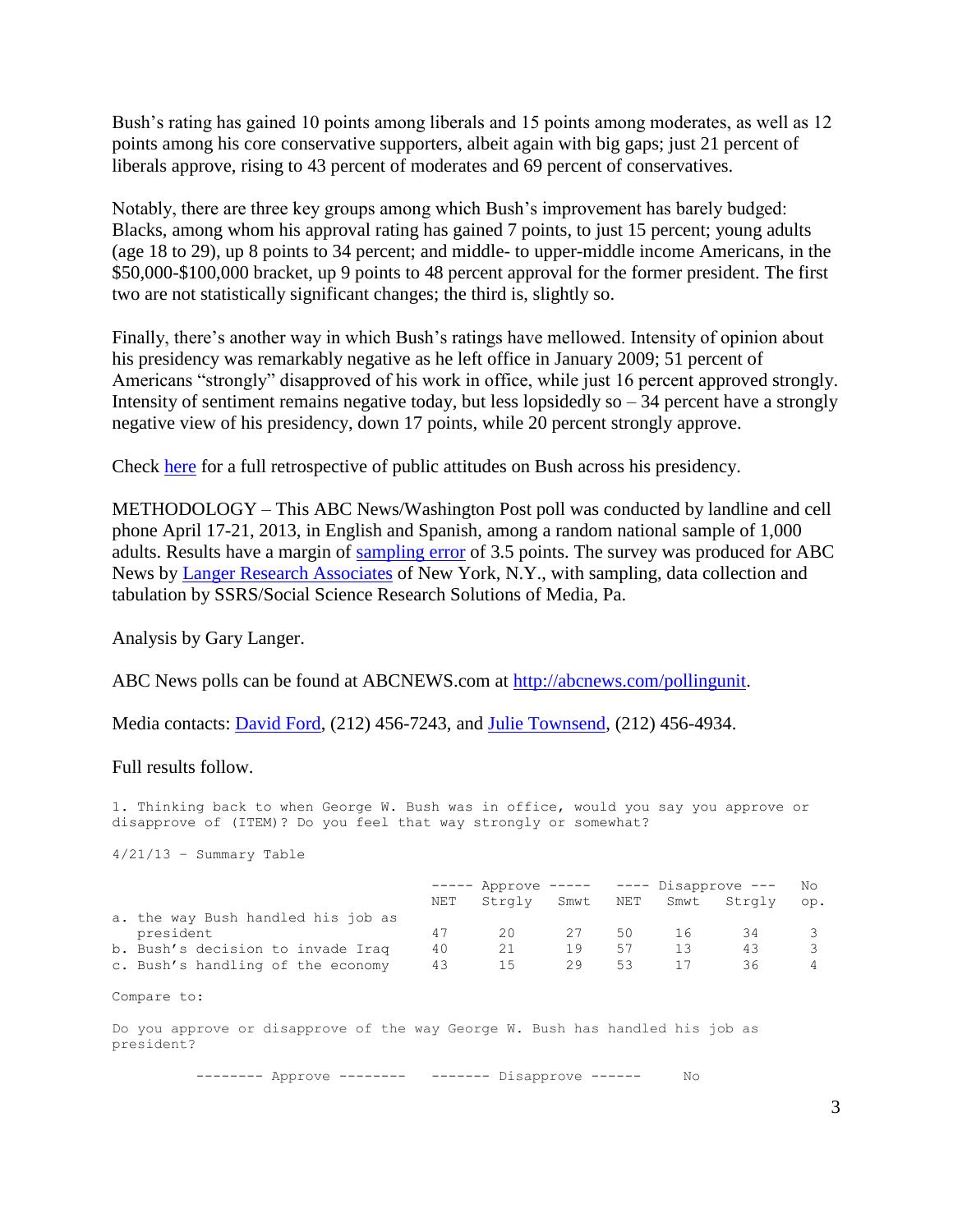Bush's rating has gained 10 points among liberals and 15 points among moderates, as well as 12 points among his core conservative supporters, albeit again with big gaps; just 21 percent of liberals approve, rising to 43 percent of moderates and 69 percent of conservatives.

Notably, there are three key groups among which Bush's improvement has barely budged: Blacks, among whom his approval rating has gained 7 points, to just 15 percent; young adults (age 18 to 29), up 8 points to 34 percent; and middle- to upper-middle income Americans, in the $50,000-$100,000 bracket, up 9 points to 48 percent approval for the former president. The first two are not statistically significant changes; the third is, slightly so.

Finally, there's another way in which Bush's ratings have mellowed. Intensity of opinion about his presidency was remarkably negative as he left office in January 2009; 51 percent of Americans "strongly" disapproved of his work in office, while just 16 percent approved strongly. Intensity of sentiment remains negative today, but less lopsidedly so – 34 percent have a strongly negative view of his presidency, down 17 points, while 20 percent strongly approve.

Check here for a full retrospective of public attitudes on Bush across his presidency.

METHODOLOGY – This ABC News/Washington Post poll was conducted by landline and cell phone April 17-21, 2013, in English and Spanish, among a random national sample of 1,000 adults. Results have a margin of sampling error of 3.5 points. The survey was produced for ABC News by Langer Research Associates of New York, N.Y., with sampling, data collection and tabulation by SSRS/Social Science Research Solutions of Media, Pa.

Analysis by Gary Langer.

ABC News polls can be found at ABCNEWS.com at http://abcnews.com/pollingunit.

Media contacts: David Ford, (212) 456-7243, and Julie Townsend, (212) 456-4934.

Full results follow.

1. Thinking back to when George W. Bush was in office, would you say you approve or disapprove of (ITEM)? Do you feel that way strongly or somewhat?

4/21/13 - Summary Table

| | Approve | | | Disapprove | | | No |
|---|---|---|---|---|---|---|---|
| | NET | Strgly | Smwt | NET | Smwt | Strgly | op. |
| a. the way Bush handled his job as president | 47 | 20 | 27 | 50 | 16 | 34 | 3 |
| b. Bush's decision to invade Iraq | 40 | 21 | 19 | 57 | 13 | 43 | 3 |
| c. Bush's handling of the economy | 43 | 15 | 29 | 53 | 17 | 36 | 4 |

Compare to:

Do you approve or disapprove of the way George W. Bush has handled his job as president?

-------- Approve -------- ------- Disapprove ------ No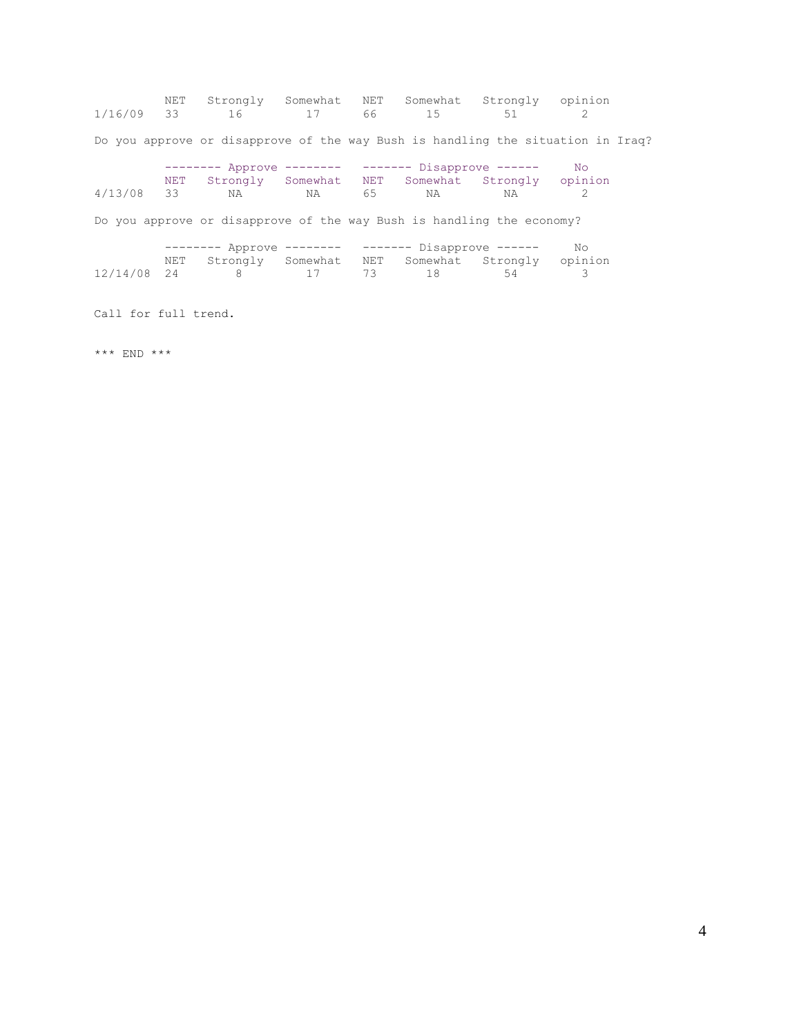| | NET | Strongly | Somewhat | NET | Somewhat | Strongly | opinion |
|---|---|---|---|---|---|---|---|
| 1/16/09 | 33 | 16 | 17 | 66 | 15 | 51 | 2 |

Do you approve or disapprove of the way Bush is handling the situation in Iraq?

| | -------- Approve -------- | | | ------- Disapprove ------ | | | No |
|---|---|---|---|---|---|---|---|
| | NET | Strongly | Somewhat | NET | Somewhat | Strongly | opinion |
| 4/13/08 | 33 | NA | NA | 65 | NA | NA | 2 |

Do you approve or disapprove of the way Bush is handling the economy?

| | -------- Approve -------- | | | ------- Disapprove ------ | | | No |
|---|---|---|---|---|---|---|---|
| | NET | Strongly | Somewhat | NET | Somewhat | Strongly | opinion |
| 12/14/08 | 24 | 8 | 17 | 73 | 18 | 54 | 3 |

Call for full trend.

*** END ***